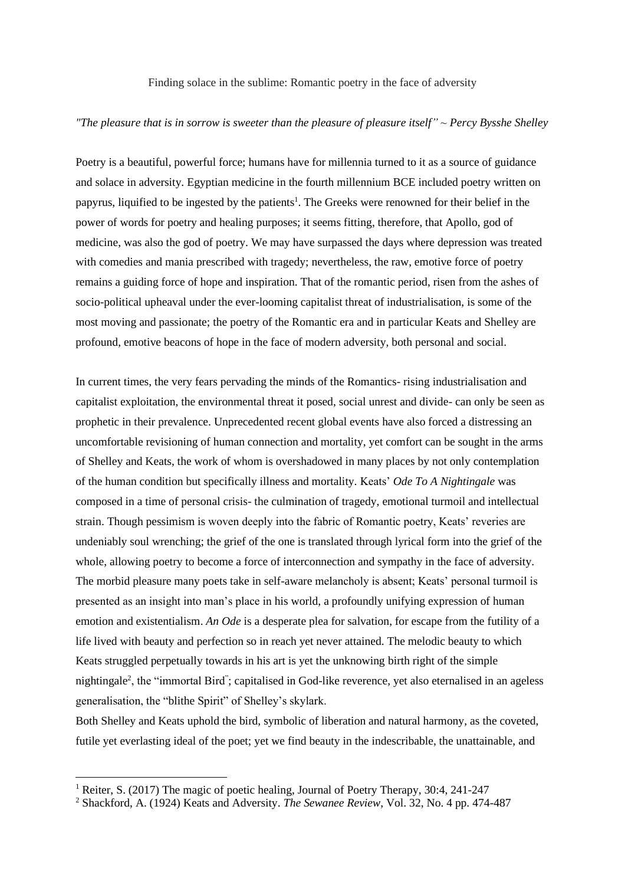Finding solace in the sublime: Romantic poetry in the face of adversity

*"The pleasure that is in sorrow is sweeter than the pleasure of pleasure itself" ~ Percy Bysshe Shelley*

Poetry is a beautiful, powerful force; humans have for millennia turned to it as a source of guidance and solace in adversity. Egyptian medicine in the fourth millennium BCE included poetry written on papyrus, liquified to be ingested by the patients[1]. The Greeks were renowned for their belief in the power of words for poetry and healing purposes; it seems fitting, therefore, that Apollo, god of medicine, was also the god of poetry. We may have surpassed the days where depression was treated with comedies and mania prescribed with tragedy; nevertheless, the raw, emotive force of poetry remains a guiding force of hope and inspiration. That of the romantic period, risen from the ashes of socio-political upheaval under the ever-looming capitalist threat of industrialisation, is some of the most moving and passionate; the poetry of the Romantic era and in particular Keats and Shelley are profound, emotive beacons of hope in the face of modern adversity, both personal and social.

In current times, the very fears pervading the minds of the Romantics- rising industrialisation and capitalist exploitation, the environmental threat it posed, social unrest and divide- can only be seen as prophetic in their prevalence. Unprecedented recent global events have also forced a distressing an uncomfortable revisioning of human connection and mortality, yet comfort can be sought in the arms of Shelley and Keats, the work of whom is overshadowed in many places by not only contemplation of the human condition but specifically illness and mortality. Keats' *Ode To A Nightingale* was composed in a time of personal crisis- the culmination of tragedy, emotional turmoil and intellectual strain. Though pessimism is woven deeply into the fabric of Romantic poetry, Keats' reveries are undeniably soul wrenching; the grief of the one is translated through lyrical form into the grief of the whole, allowing poetry to become a force of interconnection and sympathy in the face of adversity. The morbid pleasure many poets take in self-aware melancholy is absent; Keats' personal turmoil is presented as an insight into man's place in his world, a profoundly unifying expression of human emotion and existentialism. *An Ode* is a desperate plea for salvation, for escape from the futility of a life lived with beauty and perfection so in reach yet never attained. The melodic beauty to which Keats struggled perpetually towards in his art is yet the unknowing birth right of the simple nightingale[2], the "immortal Bird"; capitalised in God-like reverence, yet also eternalised in an ageless generalisation, the "blithe Spirit" of Shelley's skylark.

Both Shelley and Keats uphold the bird, symbolic of liberation and natural harmony, as the coveted, futile yet everlasting ideal of the poet; yet we find beauty in the indescribable, the unattainable, and

---

[1] Reiter, S. (2017) The magic of poetic healing, Journal of Poetry Therapy, 30:4, 241-247

[2] Shackford, A. (1924) Keats and Adversity. *The Sewanee Review*, Vol. 32, No. 4 pp. 474-487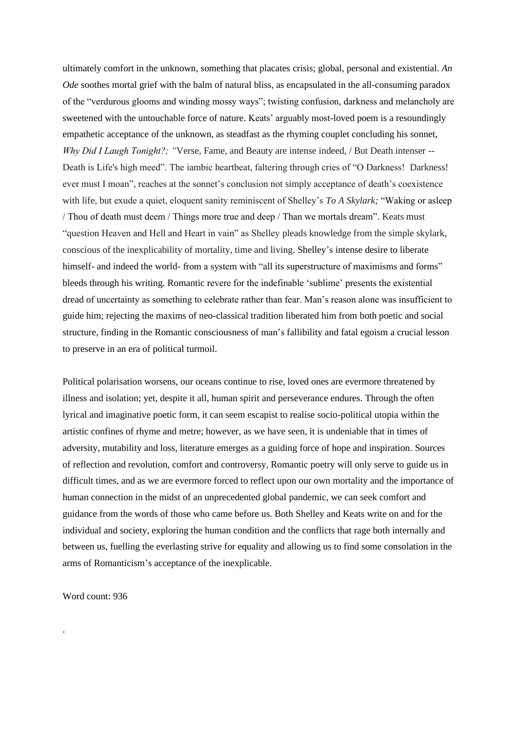ultimately comfort in the unknown, something that placates crisis; global, personal and existential. *An Ode* soothes mortal grief with the balm of natural bliss, as encapsulated in the all-consuming paradox of the "verdurous glooms and winding mossy ways"; twisting confusion, darkness and melancholy are sweetened with the untouchable force of nature. Keats' arguably most-loved poem is a resoundingly empathetic acceptance of the unknown, as steadfast as the rhyming couplet concluding his sonnet, *Why Did I Laugh Tonight?; "*Verse, Fame, and Beauty are intense indeed, / But Death intenser -- Death is Life's high meed". The iambic heartbeat, faltering through cries of "O Darkness! Darkness! ever must I moan", reaches at the sonnet's conclusion not simply acceptance of death's coexistence with life, but exude a quiet, eloquent sanity reminiscent of Shelley's *To A Skylark;* "Waking or asleep / Thou of death must deem / Things more true and deep / Than we mortals dream". Keats must "question Heaven and Hell and Heart in vain" as Shelley pleads knowledge from the simple skylark, conscious of the inexplicability of mortality, time and living. Shelley's intense desire to liberate himself- and indeed the world- from a system with "all its superstructure of maximisms and forms" bleeds through his writing. Romantic revere for the indefinable 'sublime' presents the existential dread of uncertainty as something to celebrate rather than fear. Man's reason alone was insufficient to guide him; rejecting the maxims of neo-classical tradition liberated him from both poetic and social structure, finding in the Romantic consciousness of man's fallibility and fatal egoism a crucial lesson to preserve in an era of political turmoil.

Political polarisation worsens, our oceans continue to rise, loved ones are evermore threatened by illness and isolation; yet, despite it all, human spirit and perseverance endures. Through the often lyrical and imaginative poetic form, it can seem escapist to realise socio-political utopia within the artistic confines of rhyme and metre; however, as we have seen, it is undeniable that in times of adversity, mutability and loss, literature emerges as a guiding force of hope and inspiration. Sources of reflection and revolution, comfort and controversy, Romantic poetry will only serve to guide us in difficult times, and as we are evermore forced to reflect upon our own mortality and the importance of human connection in the midst of an unprecedented global pandemic, we can seek comfort and guidance from the words of those who came before us. Both Shelley and Keats write on and for the individual and society, exploring the human condition and the conflicts that rage both internally and between us, fuelling the everlasting strive for equality and allowing us to find some consolation in the arms of Romanticism's acceptance of the inexplicable.

Word count: 936

.